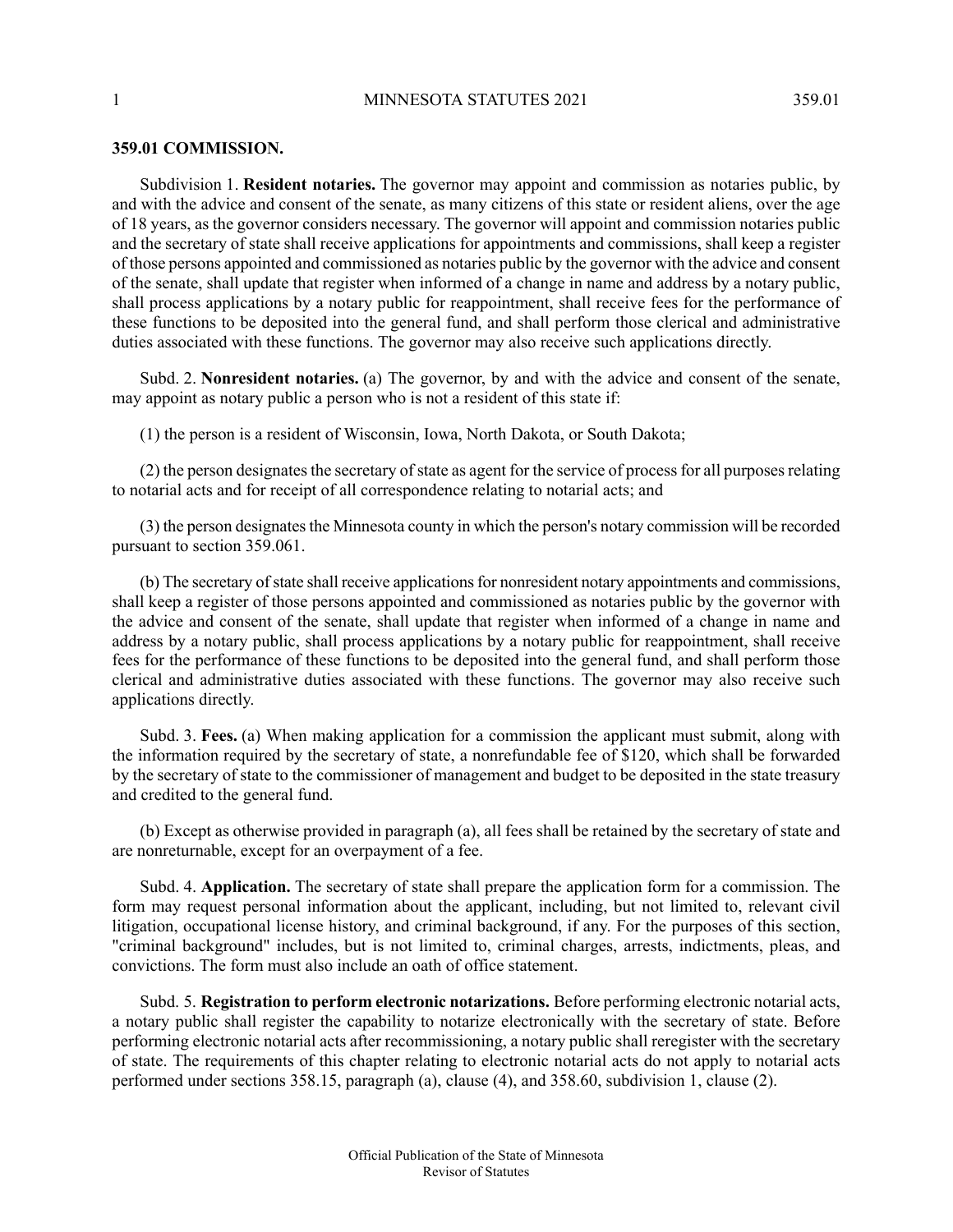## 359.01 COMMISSION.

Subdivision 1. **Resident notaries.** The governor may appoint and commission as notaries public, by and with the advice and consent of the senate, as many citizens of this state or resident aliens, over the age of 18 years, as the governor considers necessary. The governor will appoint and commission notaries public and the secretary of state shall receive applications for appointments and commissions, shall keep a register of those persons appointed and commissioned as notaries public by the governor with the advice and consent of the senate, shall update that register when informed of a change in name and address by a notary public, shall process applications by a notary public for reappointment, shall receive fees for the performance of these functions to be deposited into the general fund, and shall perform those clerical and administrative duties associated with these functions. The governor may also receive such applications directly.

Subd. 2. **Nonresident notaries.** (a) The governor, by and with the advice and consent of the senate, may appoint as notary public a person who is not a resident of this state if:

(1) the person is a resident of Wisconsin, Iowa, North Dakota, or South Dakota;

(2) the person designates the secretary of state as agent for the service of process for all purposes relating to notarial acts and for receipt of all correspondence relating to notarial acts; and

(3) the person designates the Minnesota county in which the person's notary commission will be recorded pursuant to section 359.061.

(b) The secretary of state shall receive applications for nonresident notary appointments and commissions, shall keep a register of those persons appointed and commissioned as notaries public by the governor with the advice and consent of the senate, shall update that register when informed of a change in name and address by a notary public, shall process applications by a notary public for reappointment, shall receive fees for the performance of these functions to be deposited into the general fund, and shall perform those clerical and administrative duties associated with these functions. The governor may also receive such applications directly.

Subd. 3. **Fees.** (a) When making application for a commission the applicant must submit, along with the information required by the secretary of state, a nonrefundable fee of $120, which shall be forwarded by the secretary of state to the commissioner of management and budget to be deposited in the state treasury and credited to the general fund.

(b) Except as otherwise provided in paragraph (a), all fees shall be retained by the secretary of state and are nonreturnable, except for an overpayment of a fee.

Subd. 4. **Application.** The secretary of state shall prepare the application form for a commission. The form may request personal information about the applicant, including, but not limited to, relevant civil litigation, occupational license history, and criminal background, if any. For the purposes of this section, "criminal background" includes, but is not limited to, criminal charges, arrests, indictments, pleas, and convictions. The form must also include an oath of office statement.

Subd. 5. **Registration to perform electronic notarizations.** Before performing electronic notarial acts, a notary public shall register the capability to notarize electronically with the secretary of state. Before performing electronic notarial acts after recommissioning, a notary public shall reregister with the secretary of state. The requirements of this chapter relating to electronic notarial acts do not apply to notarial acts performed under sections 358.15, paragraph (a), clause (4), and 358.60, subdivision 1, clause (2).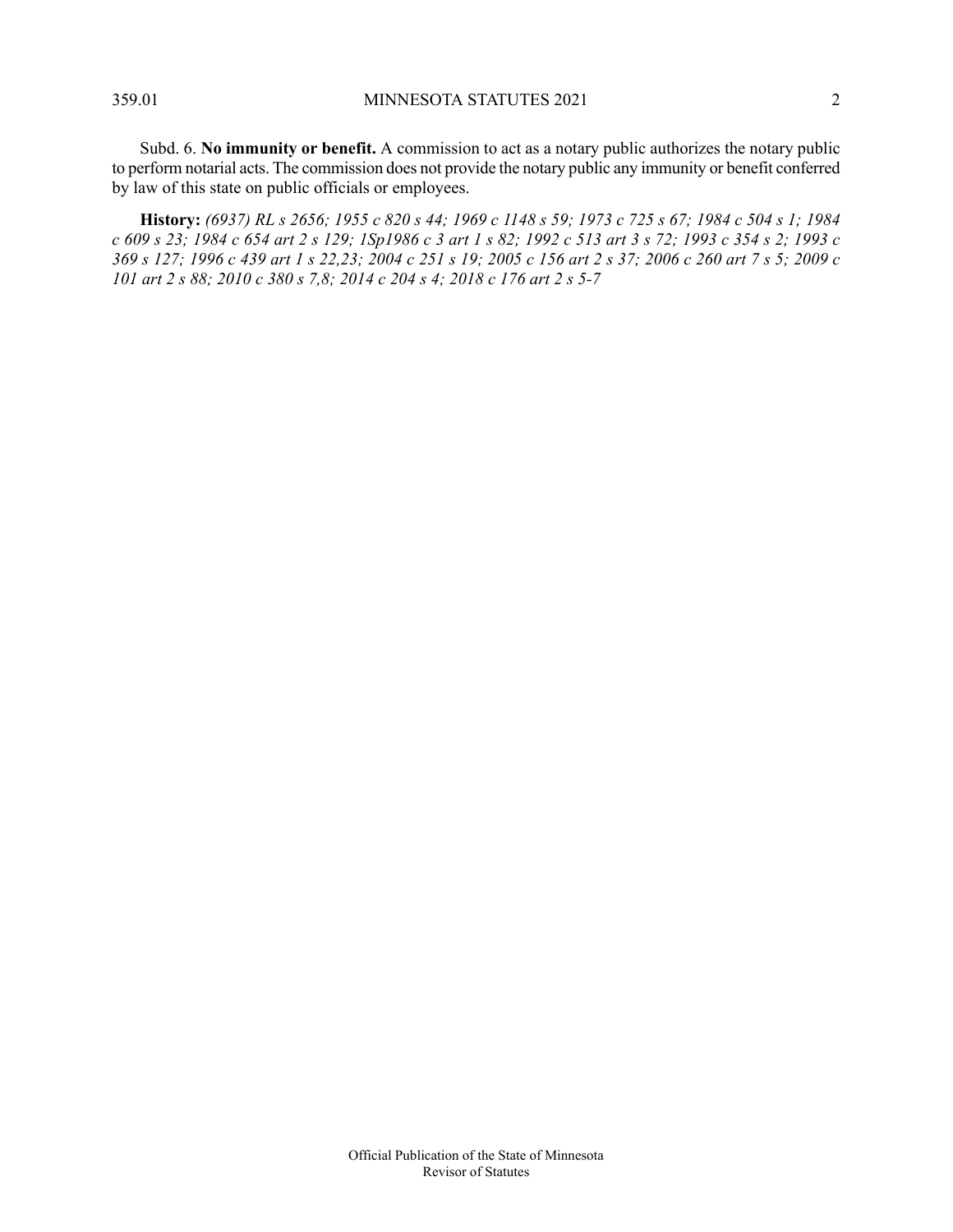Subd. 6. **No immunity or benefit.** A commission to act as a notary public authorizes the notary public to perform notarial acts. The commission does not provide the notary public any immunity or benefit conferred by law of this state on public officials or employees.

**History:** *(6937) RL s 2656; 1955 c 820 s 44; 1969 c 1148 s 59; 1973 c 725 s 67; 1984 c 504 s 1; 1984 c 609 s 23; 1984 c 654 art 2 s 129; 1Sp1986 c 3 art 1 s 82; 1992 c 513 art 3 s 72; 1993 c 354 s 2; 1993 c 369 s 127; 1996 c 439 art 1 s 22,23; 2004 c 251 s 19; 2005 c 156 art 2 s 37; 2006 c 260 art 7 s 5; 2009 c 101 art 2 s 88; 2010 c 380 s 7,8; 2014 c 204 s 4; 2018 c 176 art 2 s 5-7*